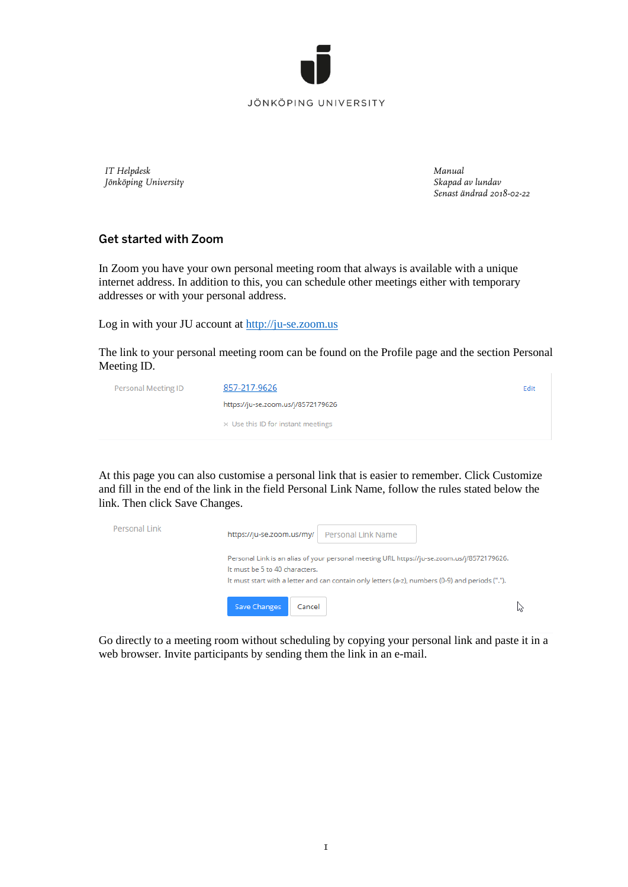JÖNKÖPING UNIVERSITY

*IT Helpdesk*
*Jönköping University*

*Manual*
*Skapad av lundav*
*Senast ändrad 2018-02-22*

## Get started with Zoom

In Zoom you have your own personal meeting room that always is available with a unique internet address. In addition to this, you can schedule other meetings either with temporary addresses or with your personal address.

Log in with your JU account at http://ju-se.zoom.us

The link to your personal meeting room can be found on the Profile page and the section Personal Meeting ID.

Personal Meeting ID 857-217-9626 Edit
https://ju-se.zoom.us/j/8572179626
× Use this ID for instant meetings

At this page you can also customise a personal link that is easier to remember. Click Customize and fill in the end of the link in the field Personal Link Name, follow the rules stated below the link. Then click Save Changes.

Personal Link https://ju-se.zoom.us/my/ Personal Link Name

Personal Link is an alias of your personal meeting URL https://ju-se.zoom.us/j/8572179626.
It must be 5 to 40 characters.
It must start with a letter and can contain only letters (a-z), numbers (0-9) and periods (".").

Save Changes Cancel

Go directly to a meeting room without scheduling by copying your personal link and paste it in a web browser. Invite participants by sending them the link in an e-mail.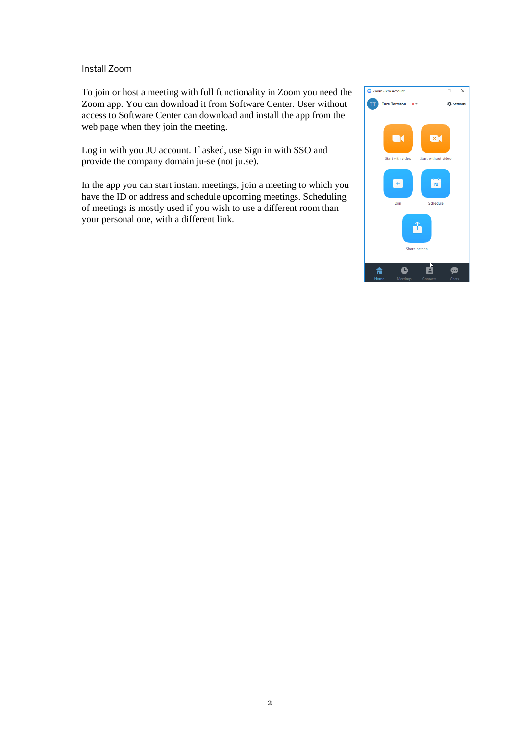## Install Zoom

To join or host a meeting with full functionality in Zoom you need the Zoom app. You can download it from Software Center. User without access to Software Center can download and install the app from the web page when they join the meeting.

Log in with you JU account. If asked, use Sign in with SSO and provide the company domain ju-se (not ju.se).

In the app you can start instant meetings, join a meeting to which you have the ID or address and schedule upcoming meetings. Scheduling of meetings is mostly used if you wish to use a different room than your personal one, with a different link.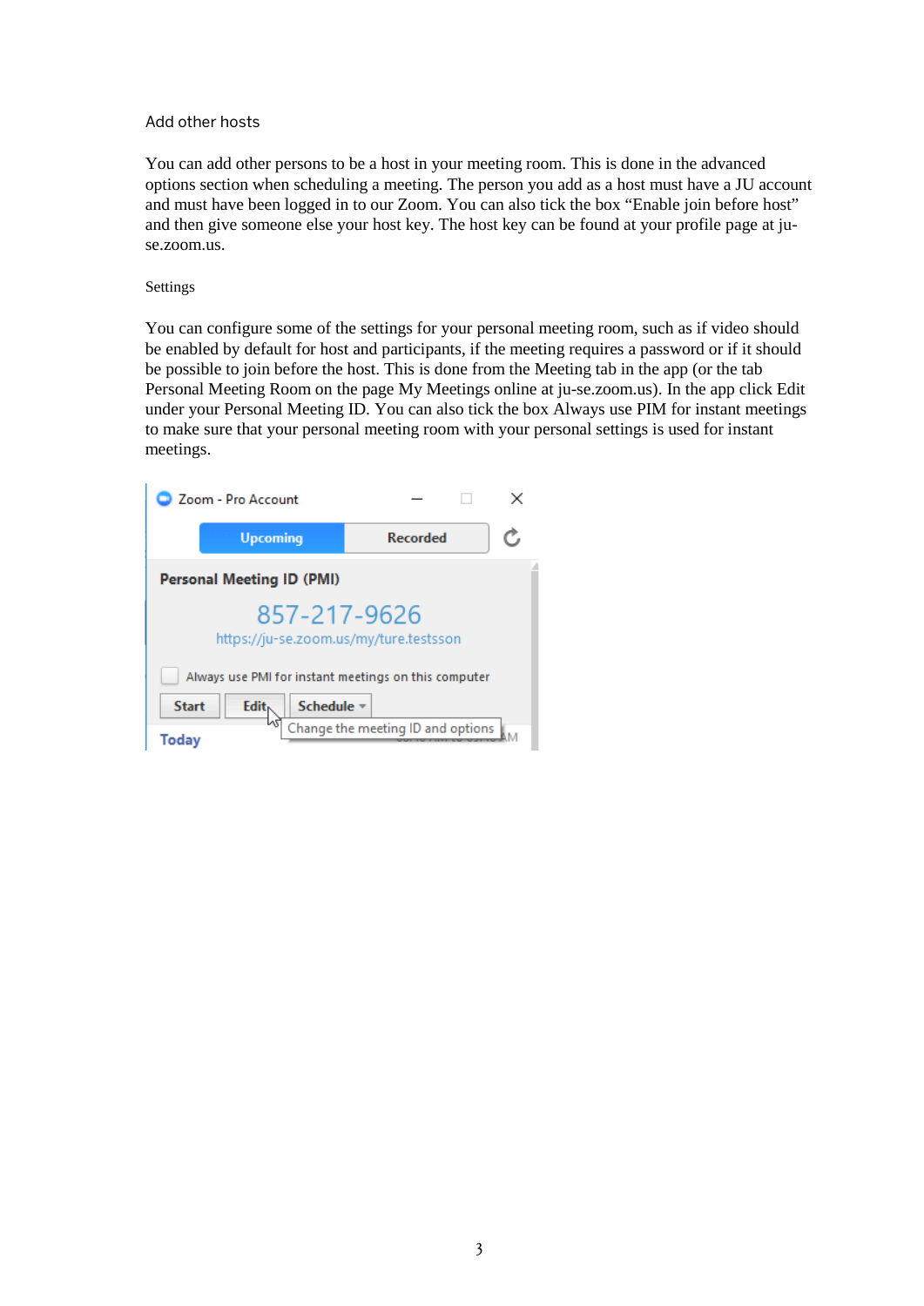## Add other hosts

You can add other persons to be a host in your meeting room. This is done in the advanced options section when scheduling a meeting. The person you add as a host must have a JU account and must have been logged in to our Zoom. You can also tick the box “Enable join before host” and then give someone else your host key. The host key can be found at your profile page at ju-se.zoom.us.

## Settings

You can configure some of the settings for your personal meeting room, such as if video should be enabled by default for host and participants, if the meeting requires a password or if it should be possible to join before the host. This is done from the Meeting tab in the app (or the tab Personal Meeting Room on the page My Meetings online at ju-se.zoom.us). In the app click Edit under your Personal Meeting ID. You can also tick the box Always use PIM for instant meetings to make sure that your personal meeting room with your personal settings is used for instant meetings.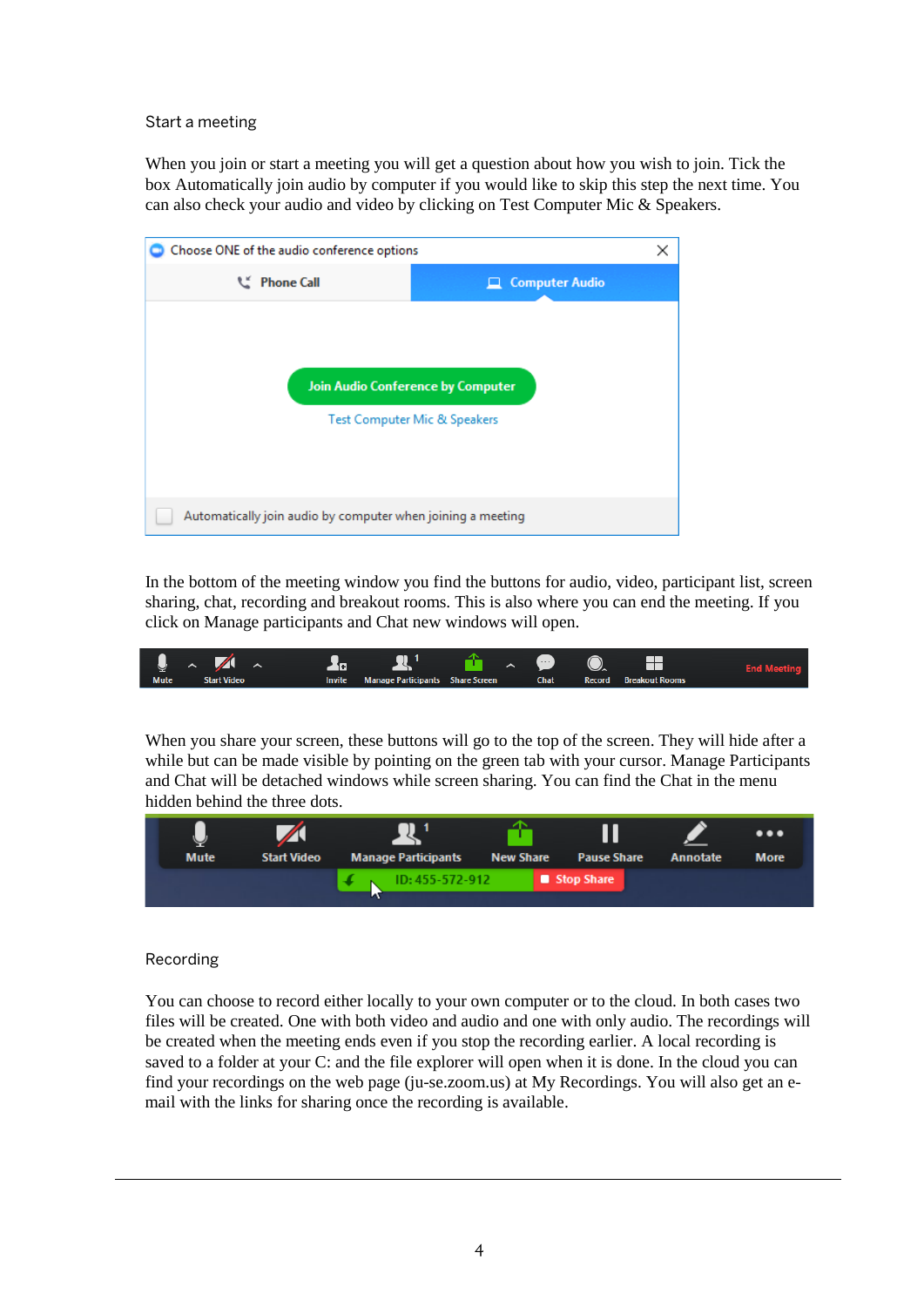## Start a meeting

When you join or start a meeting you will get a question about how you wish to join. Tick the box Automatically join audio by computer if you would like to skip this step the next time. You can also check your audio and video by clicking on Test Computer Mic & Speakers.

In the bottom of the meeting window you find the buttons for audio, video, participant list, screen sharing, chat, recording and breakout rooms. This is also where you can end the meeting. If you click on Manage participants and Chat new windows will open.

When you share your screen, these buttons will go to the top of the screen. They will hide after a while but can be made visible by pointing on the green tab with your cursor. Manage Participants and Chat will be detached windows while screen sharing. You can find the Chat in the menu hidden behind the three dots.

## Recording

You can choose to record either locally to your own computer or to the cloud. In both cases two files will be created. One with both video and audio and one with only audio. The recordings will be created when the meeting ends even if you stop the recording earlier. A local recording is saved to a folder at your C: and the file explorer will open when it is done. In the cloud you can find your recordings on the web page (ju-se.zoom.us) at My Recordings. You will also get an e-mail with the links for sharing once the recording is available.